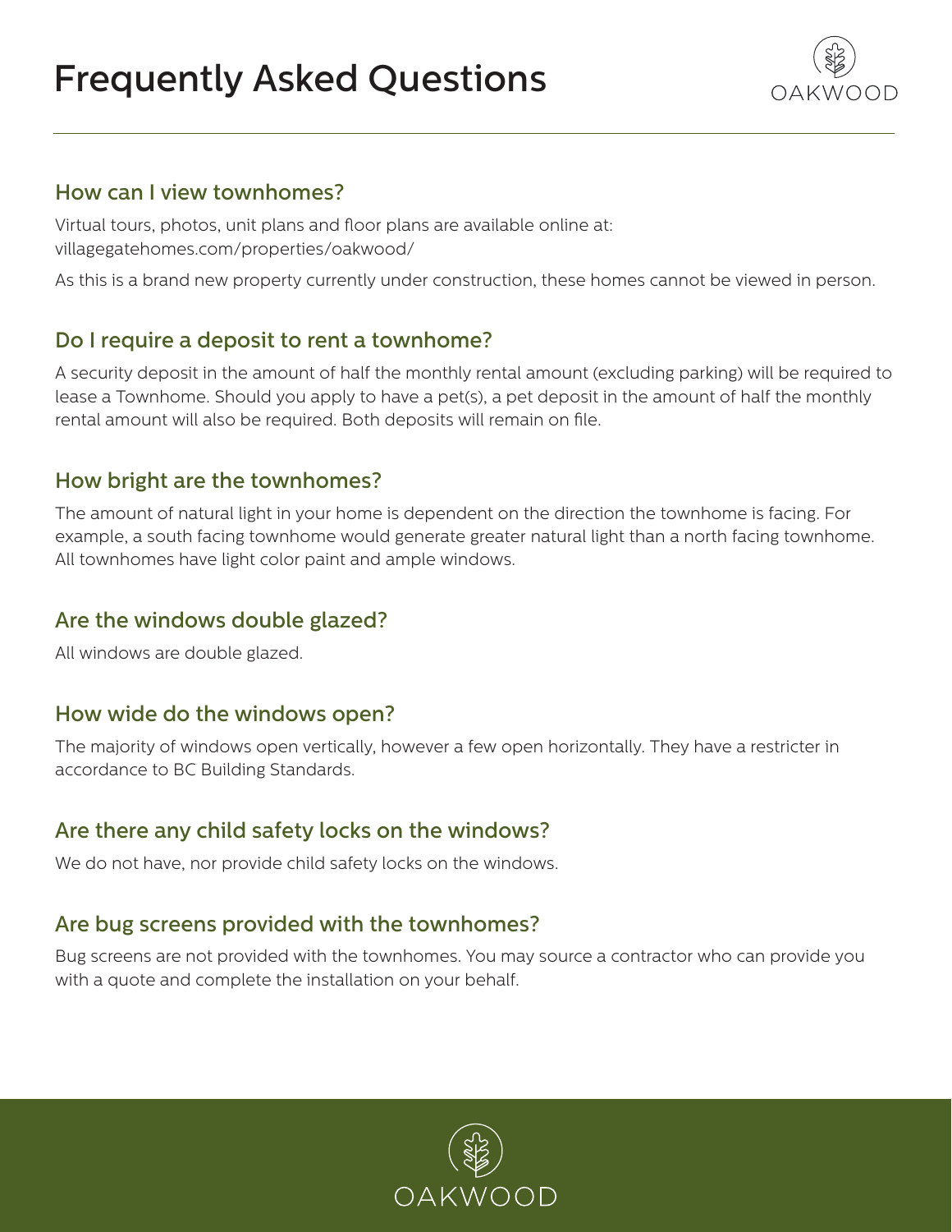# Frequently Asked Questions

## How can I view townhomes?

Virtual tours, photos, unit plans and floor plans are available online at: villagegatehomes.com/properties/oakwood/

As this is a brand new property currently under construction, these homes cannot be viewed in person.

## Do I require a deposit to rent a townhome?

A security deposit in the amount of half the monthly rental amount (excluding parking) will be required to lease a Townhome. Should you apply to have a pet(s), a pet deposit in the amount of half the monthly rental amount will also be required. Both deposits will remain on file.

## How bright are the townhomes?

The amount of natural light in your home is dependent on the direction the townhome is facing. For example, a south facing townhome would generate greater natural light than a north facing townhome. All townhomes have light color paint and ample windows.

## Are the windows double glazed?

All windows are double glazed.

## How wide do the windows open?

The majority of windows open vertically, however a few open horizontally. They have a restricter in accordance to BC Building Standards.

## Are there any child safety locks on the windows?

We do not have, nor provide child safety locks on the windows.

## Are bug screens provided with the townhomes?

Bug screens are not provided with the townhomes. You may source a contractor who can provide you with a quote and complete the installation on your behalf.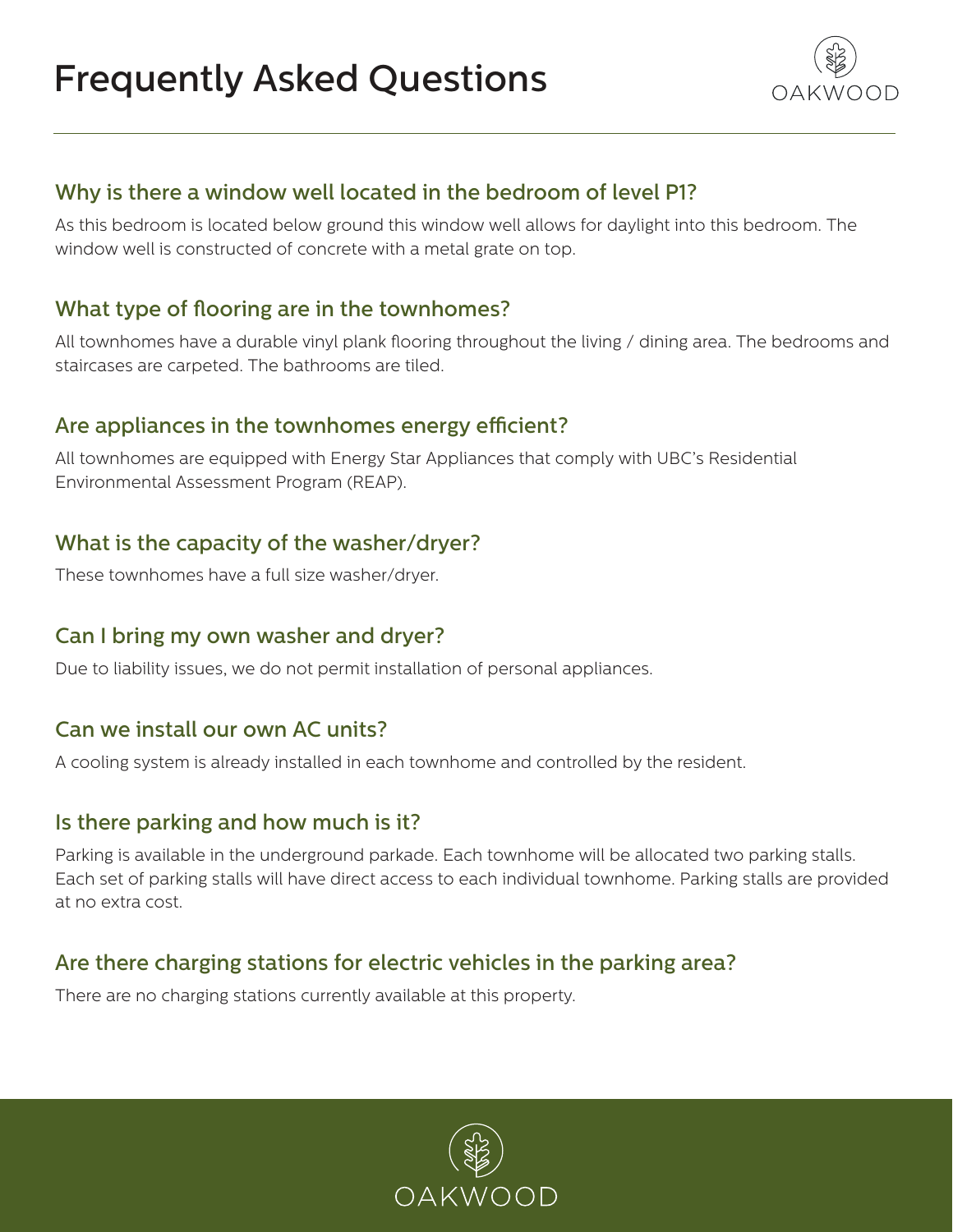# Frequently Asked Questions

## Why is there a window well located in the bedroom of level P1?

As this bedroom is located below ground this window well allows for daylight into this bedroom. The window well is constructed of concrete with a metal grate on top.

## What type of flooring are in the townhomes?

All townhomes have a durable vinyl plank flooring throughout the living / dining area. The bedrooms and staircases are carpeted. The bathrooms are tiled.

## Are appliances in the townhomes energy efficient?

All townhomes are equipped with Energy Star Appliances that comply with UBC's Residential Environmental Assessment Program (REAP).

## What is the capacity of the washer/dryer?

These townhomes have a full size washer/dryer.

## Can I bring my own washer and dryer?

Due to liability issues, we do not permit installation of personal appliances.

## Can we install our own AC units?

A cooling system is already installed in each townhome and controlled by the resident.

## Is there parking and how much is it?

Parking is available in the underground parkade. Each townhome will be allocated two parking stalls. Each set of parking stalls will have direct access to each individual townhome. Parking stalls are provided at no extra cost.

## Are there charging stations for electric vehicles in the parking area?

There are no charging stations currently available at this property.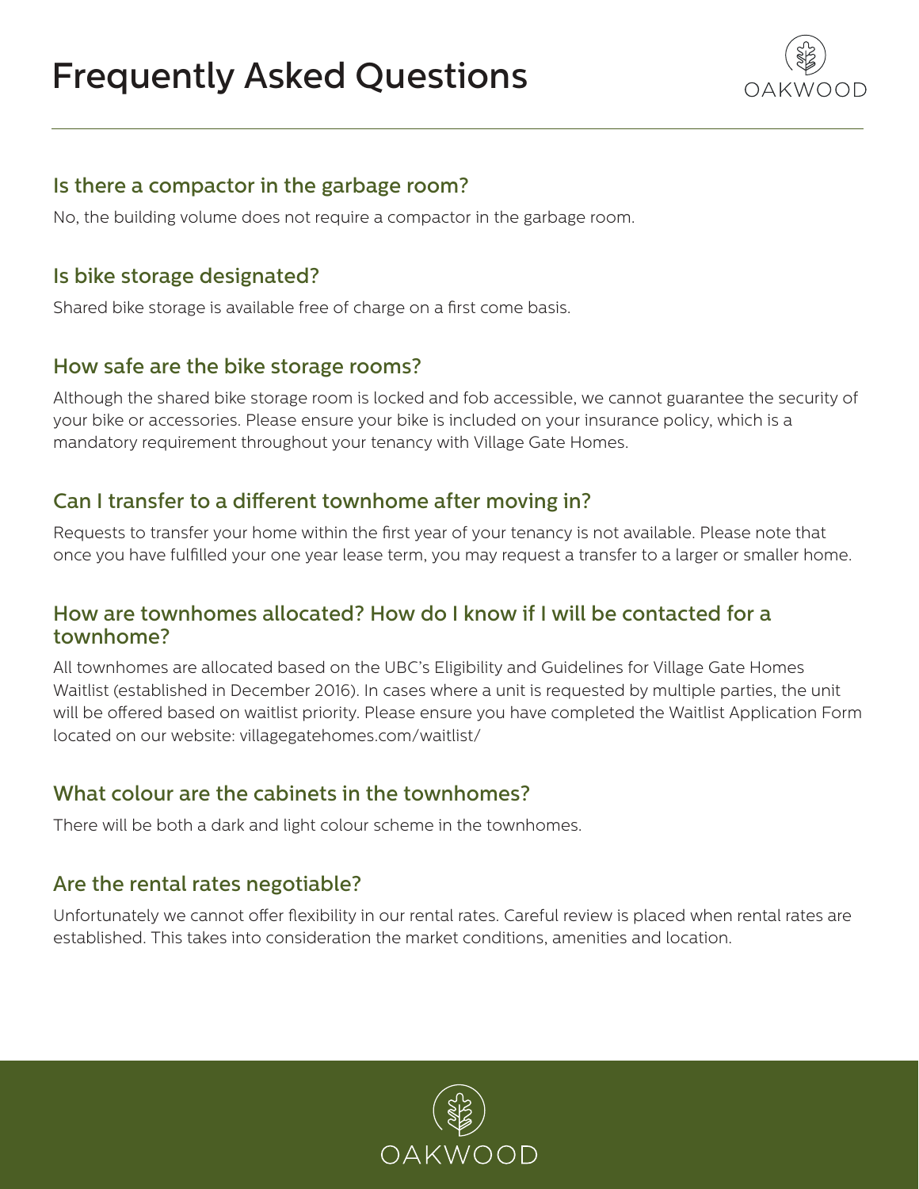# Frequently Asked Questions

OAKWOOD

## Is there a compactor in the garbage room?

No, the building volume does not require a compactor in the garbage room.

## Is bike storage designated?

Shared bike storage is available free of charge on a first come basis.

## How safe are the bike storage rooms?

Although the shared bike storage room is locked and fob accessible, we cannot guarantee the security of your bike or accessories. Please ensure your bike is included on your insurance policy, which is a mandatory requirement throughout your tenancy with Village Gate Homes.

## Can I transfer to a different townhome after moving in?

Requests to transfer your home within the first year of your tenancy is not available. Please note that once you have fulfilled your one year lease term, you may request a transfer to a larger or smaller home.

## How are townhomes allocated? How do I know if I will be contacted for a townhome?

All townhomes are allocated based on the UBC's Eligibility and Guidelines for Village Gate Homes Waitlist (established in December 2016). In cases where a unit is requested by multiple parties, the unit will be offered based on waitlist priority. Please ensure you have completed the Waitlist Application Form located on our website: villagegatehomes.com/waitlist/

## What colour are the cabinets in the townhomes?

There will be both a dark and light colour scheme in the townhomes.

## Are the rental rates negotiable?

Unfortunately we cannot offer flexibility in our rental rates. Careful review is placed when rental rates are established. This takes into consideration the market conditions, amenities and location.

OAKWOOD